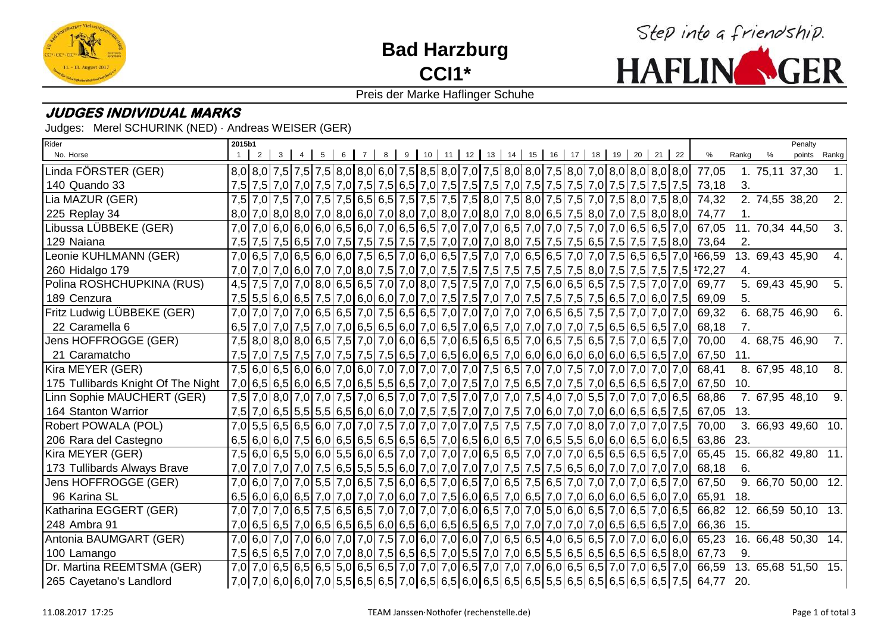# Bad Harzburg

## CCI1*

Step into a friendship.

HAFLINGER

Preis der Marke Haflinger Schuhe

## JUDGES INDIVIDUAL MARKS

Judges: Merel SCHURINK (NED) · Andreas WEISER (GER)

| Rider / No. Horse | 1 | 2 | 3 | 4 | 5 | 6 | 7 | 8 | 9 | 10 | 11 | 12 | 13 | 14 | 15 | 16 | 17 | 18 | 19 | 20 | 21 | 22 | % | Rankg | % | Penalty points | Rankg |
|---|---|---|---|---|---|---|---|---|---|---|---|---|---|---|---|---|---|---|---|---|---|---|---|---|---|---|---|
| 2015b1 | | | | | | | | | | | | | | | | | | | | | | | | | | | |
| Linda FÖRSTER (GER) | 8,0 | 8,0 | 7,5 | 7,5 | 7,5 | 8,0 | 8,0 | 6,0 | 7,5 | 8,5 | 8,0 | 7,0 | 7,5 | 8,0 | 8,0 | 7,5 | 8,0 | 7,0 | 8,0 | 8,0 | 8,0 | 8,0 | 77,05 | 1. | 75,11 | 37,30 | 1. |
| 140 Quando 33 | 7,5 | 7,5 | 7,0 | 7,0 | 7,5 | 7,0 | 7,5 | 7,5 | 6,5 | 7,0 | 7,5 | 7,5 | 7,5 | 7,0 | 7,5 | 7,5 | 7,5 | 7,0 | 7,5 | 7,5 | 7,5 | 7,5 | 73,18 | 3. | | | |
| Lia MAZUR (GER) | 7,5 | 7,0 | 7,5 | 7,0 | 7,5 | 7,5 | 6,5 | 6,5 | 7,5 | 7,5 | 7,5 | 7,5 | 8,0 | 7,5 | 8,0 | 7,5 | 7,5 | 7,0 | 7,5 | 8,0 | 7,5 | 8,0 | 74,32 | 2. | 74,55 | 38,20 | 2. |
| 225 Replay 34 | 8,0 | 7,0 | 8,0 | 8,0 | 7,0 | 8,0 | 6,0 | 7,0 | 8,0 | 7,0 | 8,0 | 7,0 | 8,0 | 7,0 | 8,0 | 6,5 | 7,5 | 8,0 | 7,0 | 7,5 | 8,0 | 8,0 | 74,77 | 1. | | | |
| Libussa LÜBBEKE (GER) | 7,0 | 7,0 | 6,0 | 6,0 | 6,0 | 6,5 | 6,0 | 7,0 | 6,5 | 6,5 | 7,0 | 7,0 | 7,0 | 6,5 | 7,0 | 7,0 | 7,5 | 7,0 | 7,0 | 6,5 | 6,5 | 7,0 | 67,05 | 11. | 70,34 | 44,50 | 3. |
| 129 Naiana | 7,5 | 7,5 | 7,5 | 6,5 | 7,0 | 7,5 | 7,5 | 7,5 | 7,5 | 7,5 | 7,0 | 7,0 | 7,0 | 8,0 | 7,5 | 7,5 | 7,5 | 6,5 | 7,5 | 7,5 | 7,5 | 8,0 | 73,64 | 2. | | | |
| Leonie KUHLMANN (GER) | 7,0 | 6,5 | 7,0 | 6,5 | 6,0 | 6,0 | 7,5 | 6,5 | 7,0 | 6,0 | 6,5 | 7,5 | 7,0 | 7,0 | 6,5 | 6,5 | 7,0 | 7,0 | 7,5 | 6,5 | 6,5 | 7,0 | [1]66,59 | 13. | 69,43 | 45,90 | 4. |
| 260 Hidalgo 179 | 7,0 | 7,0 | 7,0 | 6,0 | 7,0 | 7,0 | 8,0 | 7,5 | 7,0 | 7,0 | 7,5 | 7,5 | 7,5 | 7,5 | 7,5 | 7,5 | 7,5 | 8,0 | 7,5 | 7,5 | 7,5 | 7,5 | [1]72,27 | 4. | | | |
| Polina ROSHCHUPKINA (RUS) | 4,5 | 7,5 | 7,0 | 7,0 | 8,0 | 6,5 | 6,5 | 7,0 | 7,0 | 8,0 | 7,5 | 7,5 | 7,0 | 7,0 | 7,5 | 6,0 | 6,5 | 6,5 | 7,5 | 7,5 | 7,0 | 7,0 | 69,77 | 5. | 69,43 | 45,90 | 5. |
| 189 Cenzura | 7,5 | 5,5 | 6,0 | 6,5 | 7,5 | 7,0 | 6,0 | 6,0 | 7,0 | 7,0 | 7,5 | 7,5 | 7,0 | 7,0 | 7,5 | 7,5 | 7,5 | 7,5 | 6,5 | 7,0 | 6,0 | 7,5 | 69,09 | 5. | | | |
| Fritz Ludwig LÜBBEKE (GER) | 7,0 | 7,0 | 7,0 | 7,0 | 6,5 | 6,5 | 7,0 | 7,5 | 6,5 | 6,5 | 7,0 | 7,0 | 7,0 | 7,0 | 7,0 | 6,5 | 6,5 | 7,5 | 7,5 | 7,0 | 7,0 | 7,0 | 69,32 | 6. | 68,75 | 46,90 | 6. |
| 22 Caramella 6 | 6,5 | 7,0 | 7,0 | 7,5 | 7,0 | 7,0 | 6,5 | 6,5 | 6,0 | 7,0 | 6,5 | 7,0 | 6,5 | 7,0 | 7,0 | 7,0 | 7,0 | 7,5 | 6,5 | 6,5 | 6,5 | 7,0 | 68,18 | 7. | | | |
| Jens HOFFROGGE (GER) | 7,5 | 8,0 | 8,0 | 8,0 | 6,5 | 7,5 | 7,0 | 7,0 | 6,0 | 6,5 | 7,0 | 6,5 | 6,5 | 6,5 | 7,0 | 6,5 | 7,5 | 6,5 | 7,5 | 7,0 | 6,5 | 7,0 | 70,00 | 4. | 68,75 | 46,90 | 7. |
| 21 Caramatcho | 7,5 | 7,0 | 7,5 | 7,5 | 7,0 | 7,5 | 7,5 | 7,5 | 6,5 | 7,0 | 6,5 | 6,0 | 6,5 | 7,0 | 6,0 | 6,0 | 6,0 | 6,0 | 6,0 | 6,5 | 6,5 | 7,0 | 67,50 | 11. | | | |
| Kira MEYER (GER) | 7,5 | 6,0 | 6,5 | 6,0 | 6,0 | 7,0 | 6,0 | 7,0 | 7,0 | 7,0 | 7,0 | 7,0 | 7,5 | 6,5 | 7,0 | 7,0 | 7,5 | 7,0 | 7,0 | 7,0 | 7,0 | 7,0 | 68,41 | 8. | 67,95 | 48,10 | 8. |
| 175 Tullibards Knight Of The Night | 7,0 | 6,5 | 6,5 | 6,0 | 6,5 | 7,0 | 6,5 | 5,5 | 6,5 | 7,0 | 7,0 | 7,5 | 7,0 | 7,5 | 6,5 | 7,0 | 7,5 | 7,0 | 6,5 | 6,5 | 6,5 | 7,0 | 67,50 | 10. | | | |
| Linn Sophie MAUCHERT (GER) | 7,5 | 7,0 | 8,0 | 7,0 | 7,0 | 7,5 | 7,0 | 6,5 | 7,0 | 7,0 | 7,5 | 7,0 | 7,0 | 7,0 | 7,5 | 4,0 | 7,0 | 5,5 | 7,0 | 7,0 | 7,0 | 6,5 | 68,86 | 7. | 67,95 | 48,10 | 9. |
| 164 Stanton Warrior | 7,5 | 7,0 | 6,5 | 5,5 | 5,5 | 6,5 | 6,0 | 6,0 | 7,0 | 7,5 | 7,5 | 7,0 | 7,0 | 7,5 | 7,0 | 6,0 | 7,0 | 7,0 | 6,0 | 6,5 | 6,5 | 7,5 | 67,05 | 13. | | | |
| Robert POWALA (POL) | 7,0 | 5,5 | 6,5 | 6,5 | 6,0 | 7,0 | 7,0 | 7,5 | 7,0 | 7,0 | 7,0 | 7,0 | 7,5 | 7,5 | 7,5 | 7,0 | 7,0 | 8,0 | 7,0 | 7,0 | 7,0 | 7,5 | 70,00 | 3. | 66,93 | 49,60 | 10. |
| 206 Rara del Castegno | 6,5 | 6,0 | 6,0 | 7,5 | 6,0 | 6,5 | 6,5 | 6,5 | 6,5 | 6,5 | 7,0 | 6,5 | 6,0 | 6,5 | 7,0 | 6,5 | 5,5 | 6,0 | 6,0 | 6,5 | 6,0 | 6,5 | 63,86 | 23. | | | |
| Kira MEYER (GER) | 7,5 | 6,0 | 6,5 | 5,0 | 6,0 | 5,5 | 6,0 | 6,5 | 7,0 | 7,0 | 7,0 | 7,0 | 6,5 | 6,5 | 7,0 | 7,0 | 7,0 | 6,5 | 6,5 | 6,5 | 6,5 | 7,0 | 65,45 | 15. | 66,82 | 49,80 | 11. |
| 173 Tullibards Always Brave | 7,0 | 7,0 | 7,0 | 7,0 | 7,5 | 6,5 | 5,5 | 5,5 | 6,0 | 7,0 | 7,0 | 7,0 | 7,0 | 7,5 | 7,5 | 7,5 | 6,5 | 6,0 | 7,0 | 7,0 | 7,0 | 7,0 | 68,18 | 6. | | | |
| Jens HOFFROGGE (GER) | 7,0 | 6,0 | 7,0 | 7,0 | 5,5 | 7,0 | 6,5 | 7,5 | 6,0 | 6,5 | 7,0 | 6,5 | 7,0 | 6,5 | 7,5 | 6,5 | 7,0 | 7,0 | 7,0 | 7,0 | 6,5 | 7,0 | 67,50 | 9. | 66,70 | 50,00 | 12. |
| 96 Karina SL | 6,5 | 6,0 | 6,0 | 6,5 | 7,0 | 7,0 | 7,0 | 7,0 | 6,0 | 7,0 | 7,5 | 6,0 | 6,5 | 7,0 | 6,5 | 7,0 | 7,0 | 6,0 | 6,0 | 6,5 | 6,0 | 7,0 | 65,91 | 18. | | | |
| Katharina EGGERT (GER) | 7,0 | 7,0 | 7,0 | 6,5 | 7,5 | 6,5 | 6,5 | 7,0 | 7,0 | 7,0 | 7,0 | 6,0 | 6,5 | 7,0 | 7,0 | 5,0 | 6,0 | 6,5 | 7,0 | 6,5 | 7,0 | 6,5 | 66,82 | 12. | 66,59 | 50,10 | 13. |
| 248 Ambra 91 | 7,0 | 6,5 | 6,5 | 7,0 | 6,5 | 6,5 | 6,5 | 6,0 | 6,5 | 6,0 | 6,5 | 6,5 | 6,5 | 7,0 | 7,0 | 7,0 | 7,0 | 7,0 | 6,5 | 6,5 | 6,5 | 7,0 | 66,36 | 15. | | | |
| Antonia BAUMGART (GER) | 7,0 | 6,0 | 7,0 | 7,0 | 6,0 | 7,0 | 7,0 | 7,5 | 7,0 | 6,0 | 7,0 | 6,0 | 7,0 | 6,5 | 6,5 | 4,0 | 6,5 | 6,5 | 7,0 | 7,0 | 6,0 | 6,0 | 65,23 | 16. | 66,48 | 50,30 | 14. |
| 100 Lamango | 7,5 | 6,5 | 6,5 | 7,0 | 7,0 | 7,0 | 8,0 | 7,5 | 6,5 | 6,5 | 7,0 | 5,5 | 7,0 | 7,0 | 6,5 | 5,5 | 6,5 | 6,5 | 6,5 | 6,5 | 6,5 | 8,0 | 67,73 | 9. | | | |
| Dr. Martina REEMTSMA (GER) | 7,0 | 7,0 | 6,5 | 6,5 | 6,5 | 5,0 | 6,5 | 6,5 | 7,0 | 7,0 | 7,0 | 6,5 | 7,0 | 7,0 | 7,0 | 6,0 | 6,5 | 6,5 | 7,0 | 7,0 | 6,5 | 7,0 | 66,59 | 13. | 65,68 | 51,50 | 15. |
| 265 Cayetano's Landlord | 7,0 | 7,0 | 6,0 | 6,0 | 7,0 | 5,5 | 6,5 | 6,5 | 7,0 | 6,5 | 6,5 | 6,0 | 6,5 | 6,5 | 6,5 | 5,5 | 6,5 | 6,5 | 6,5 | 6,5 | 6,5 | 7,5 | 64,77 | 20. | | | |

11.08.2017 17:25 TEAM Janssen·Nothofer (rechenstelle.de)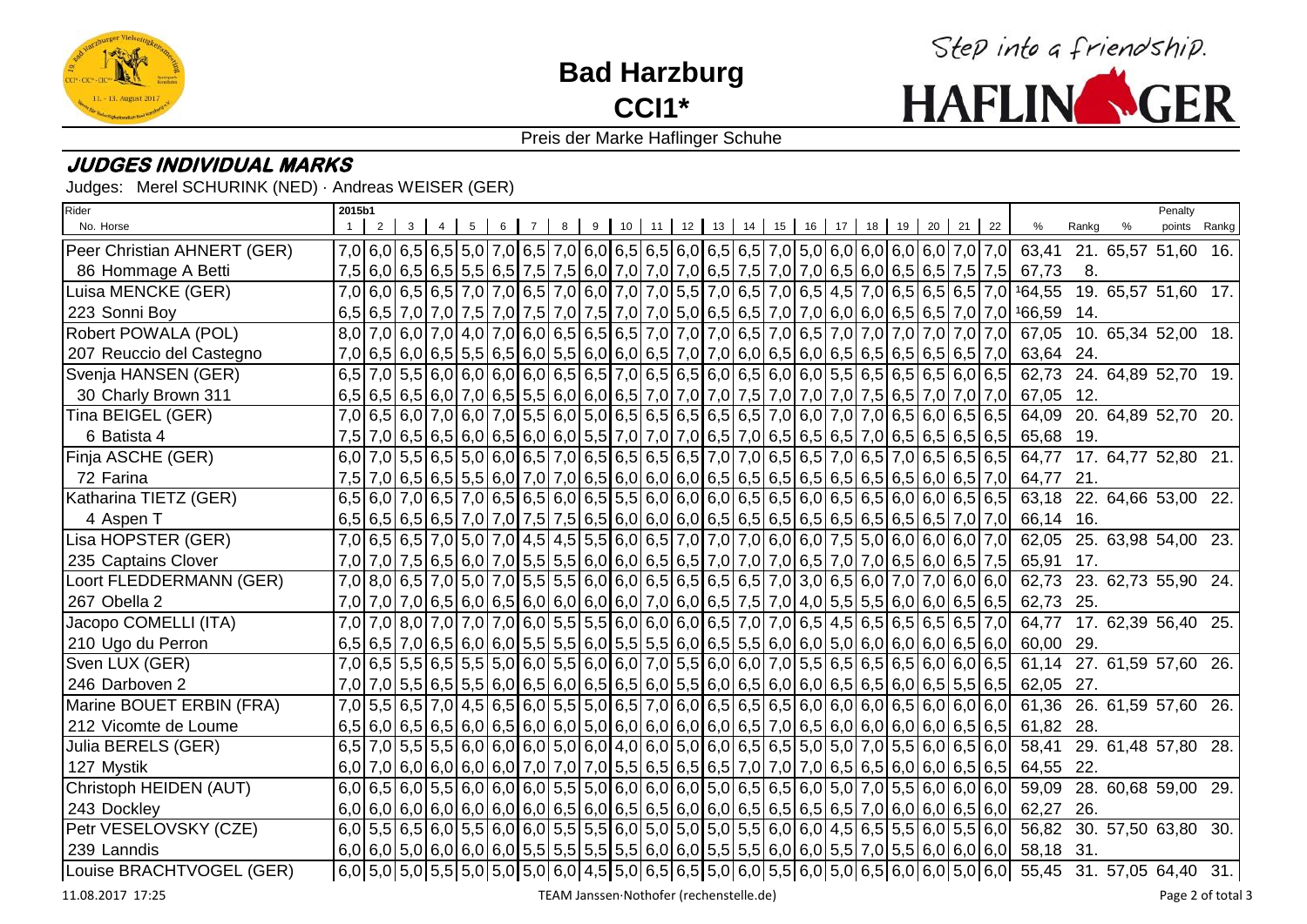# Bad Harzburg

## CCI1*

Preis der Marke Haflinger Schuhe

### JUDGES INDIVIDUAL MARKS

Judges: Merel SCHURINK (NED) · Andreas WEISER (GER)

| Rider / No. Horse | 1 | 2 | 3 | 4 | 5 | 6 | 7 | 8 | 9 | 10 | 11 | 12 | 13 | 14 | 15 | 16 | 17 | 18 | 19 | 20 | 21 | 22 | % | Rankg | % | Penalty points | Rankg |
|---|---|---|---|---|---|---|---|---|---|---|---|---|---|---|---|---|---|---|---|---|---|---|---|---|---|---|---|
| Peer Christian AHNERT (GER) | 7,0 | 6,0 | 6,5 | 6,5 | 5,0 | 7,0 | 6,5 | 7,0 | 6,0 | 6,5 | 6,5 | 6,0 | 6,5 | 6,5 | 7,0 | 5,0 | 6,0 | 6,0 | 6,0 | 6,0 | 7,0 | 7,0 | 63,41 | 21. | 65,57 | 51,60 | 16. |
| 86 Hommage A Betti | 7,5 | 6,0 | 6,5 | 6,5 | 5,5 | 6,5 | 7,5 | 7,5 | 6,0 | 7,0 | 7,0 | 7,0 | 6,5 | 7,5 | 7,0 | 7,0 | 6,5 | 6,0 | 6,5 | 6,5 | 7,5 | 7,5 | 67,73 | 8. | | | |
| Luisa MENCKE (GER) | 7,0 | 6,0 | 6,5 | 6,5 | 7,0 | 7,0 | 6,5 | 7,0 | 6,0 | 7,0 | 7,0 | 5,5 | 7,0 | 6,5 | 7,0 | 6,5 | 4,5 | 7,0 | 6,5 | 6,5 | 6,5 | 7,0 | [1]64,55 | 19. | 65,57 | 51,60 | 17. |
| 223 Sonni Boy | 6,5 | 6,5 | 7,0 | 7,0 | 7,5 | 7,0 | 7,5 | 7,0 | 7,5 | 7,0 | 7,0 | 5,0 | 6,5 | 6,5 | 7,0 | 7,0 | 6,0 | 6,0 | 6,5 | 6,5 | 7,0 | 7,0 | [1]66,59 | 14. | | | |
| Robert POWALA (POL) | 8,0 | 7,0 | 6,0 | 7,0 | 4,0 | 7,0 | 6,0 | 6,5 | 6,5 | 6,5 | 7,0 | 7,0 | 7,0 | 6,5 | 7,0 | 6,5 | 7,0 | 7,0 | 7,0 | 7,0 | 7,0 | 7,0 | 67,05 | 10. | 65,34 | 52,00 | 18. |
| 207 Reuccio del Castegno | 7,0 | 6,5 | 6,0 | 6,5 | 5,5 | 6,5 | 6,0 | 5,5 | 6,0 | 6,0 | 6,5 | 7,0 | 7,0 | 6,0 | 6,5 | 6,0 | 6,5 | 6,5 | 6,5 | 6,5 | 6,5 | 7,0 | 63,64 | 24. | | | |
| Svenja HANSEN (GER) | 6,5 | 7,0 | 5,5 | 6,0 | 6,0 | 6,0 | 6,0 | 6,0 | 6,5 | 6,5 | 7,0 | 6,5 | 6,5 | 6,0 | 6,5 | 6,0 | 6,0 | 5,5 | 6,5 | 6,5 | 6,0 | 6,5 | 62,73 | 24. | 64,89 | 52,70 | 19. |
| 30 Charly Brown 311 | 6,5 | 6,5 | 6,5 | 6,0 | 7,0 | 6,5 | 5,5 | 6,0 | 6,0 | 6,5 | 7,0 | 7,0 | 7,0 | 7,5 | 7,0 | 7,0 | 7,0 | 7,5 | 6,5 | 7,0 | 7,0 | 7,0 | 67,05 | 12. | | | |
| Tina BEIGEL (GER) | 7,0 | 6,5 | 6,0 | 7,0 | 6,0 | 7,0 | 5,5 | 6,0 | 5,0 | 6,5 | 6,5 | 6,5 | 6,5 | 6,5 | 7,0 | 6,0 | 7,0 | 7,0 | 6,5 | 6,0 | 6,5 | 6,5 | 64,09 | 20. | 64,89 | 52,70 | 20. |
| 6 Batista 4 | 7,5 | 7,0 | 6,5 | 6,5 | 6,0 | 6,5 | 6,0 | 6,0 | 5,5 | 7,0 | 7,0 | 7,0 | 6,5 | 7,0 | 6,5 | 6,5 | 6,5 | 7,0 | 6,5 | 6,5 | 6,5 | 6,5 | 65,68 | 19. | | | |
| Finja ASCHE (GER) | 6,0 | 7,0 | 5,5 | 6,5 | 5,0 | 6,0 | 6,5 | 7,0 | 6,5 | 6,5 | 6,5 | 6,5 | 7,0 | 7,0 | 6,5 | 6,5 | 7,0 | 6,5 | 7,0 | 6,5 | 6,5 | 6,5 | 64,77 | 17. | 64,77 | 52,80 | 21. |
| 72 Farina | 7,5 | 7,0 | 6,5 | 6,5 | 5,5 | 6,0 | 7,0 | 7,0 | 6,5 | 6,0 | 6,0 | 6,0 | 6,5 | 6,5 | 6,5 | 6,5 | 6,5 | 6,5 | 6,5 | 6,0 | 6,5 | 7,0 | 64,77 | 21. | | | |
| Katharina TIETZ (GER) | 6,5 | 6,0 | 7,0 | 6,5 | 7,0 | 6,5 | 6,5 | 6,0 | 6,5 | 5,5 | 6,0 | 6,0 | 6,0 | 6,5 | 6,5 | 6,0 | 6,5 | 6,5 | 6,0 | 6,0 | 6,5 | 6,5 | 63,18 | 22. | 64,66 | 53,00 | 22. |
| 4 Aspen T | 6,5 | 6,5 | 6,5 | 6,5 | 7,0 | 7,0 | 7,5 | 7,5 | 6,5 | 6,0 | 6,0 | 6,0 | 6,5 | 6,5 | 6,5 | 6,5 | 6,5 | 6,5 | 6,5 | 6,5 | 7,0 | 7,0 | 66,14 | 16. | | | |
| Lisa HOPSTER (GER) | 7,0 | 6,5 | 6,5 | 7,0 | 5,0 | 7,0 | 4,5 | 4,5 | 5,5 | 6,0 | 6,5 | 7,0 | 7,0 | 7,0 | 6,0 | 6,0 | 7,5 | 5,0 | 6,0 | 6,0 | 6,0 | 7,0 | 62,05 | 25. | 63,98 | 54,00 | 23. |
| 235 Captains Clover | 7,0 | 7,0 | 7,5 | 6,5 | 6,0 | 7,0 | 5,5 | 5,5 | 6,0 | 6,0 | 6,5 | 6,5 | 7,0 | 7,0 | 7,0 | 6,5 | 7,0 | 7,0 | 6,5 | 6,0 | 6,5 | 7,5 | 65,91 | 17. | | | |
| Loort FLEDDERMANN (GER) | 7,0 | 8,0 | 6,5 | 7,0 | 5,0 | 7,0 | 5,5 | 5,5 | 6,0 | 6,0 | 6,5 | 6,5 | 6,5 | 6,5 | 7,0 | 3,0 | 6,5 | 6,0 | 7,0 | 7,0 | 6,0 | 6,0 | 62,73 | 23. | 62,73 | 55,90 | 24. |
| 267 Obella 2 | 7,0 | 7,0 | 7,0 | 6,5 | 6,0 | 6,5 | 6,0 | 6,0 | 6,0 | 6,0 | 7,0 | 6,0 | 6,5 | 7,5 | 7,0 | 4,0 | 5,5 | 5,5 | 6,0 | 6,0 | 6,5 | 6,5 | 62,73 | 25. | | | |
| Jacopo COMELLI (ITA) | 7,0 | 7,0 | 8,0 | 7,0 | 7,0 | 7,0 | 6,0 | 5,5 | 5,5 | 6,0 | 6,0 | 6,0 | 6,5 | 7,0 | 7,0 | 6,5 | 4,5 | 6,5 | 6,5 | 6,5 | 6,5 | 7,0 | 64,77 | 17. | 62,39 | 56,40 | 25. |
| 210 Ugo du Perron | 6,5 | 6,5 | 7,0 | 6,5 | 6,0 | 6,0 | 5,5 | 5,5 | 6,0 | 5,5 | 5,5 | 6,0 | 6,5 | 5,5 | 6,0 | 6,0 | 5,0 | 6,0 | 6,0 | 6,0 | 6,5 | 6,0 | 60,00 | 29. | | | |
| Sven LUX (GER) | 7,0 | 6,5 | 5,5 | 6,5 | 5,5 | 5,0 | 6,0 | 5,5 | 6,0 | 6,0 | 7,0 | 5,5 | 6,0 | 6,0 | 7,0 | 5,5 | 6,5 | 6,5 | 6,5 | 6,0 | 6,0 | 6,5 | 61,14 | 27. | 61,59 | 57,60 | 26. |
| 246 Darboven 2 | 7,0 | 7,0 | 5,5 | 6,5 | 5,5 | 6,0 | 6,5 | 6,0 | 6,5 | 6,5 | 6,0 | 5,5 | 6,0 | 6,5 | 6,0 | 6,0 | 6,5 | 6,5 | 6,0 | 6,5 | 5,5 | 6,5 | 62,05 | 27. | | | |
| Marine BOUET ERBIN (FRA) | 7,0 | 5,5 | 6,5 | 7,0 | 4,5 | 6,5 | 6,0 | 5,5 | 5,0 | 6,5 | 7,0 | 6,0 | 6,5 | 6,5 | 6,5 | 6,0 | 6,0 | 6,0 | 6,5 | 6,0 | 6,0 | 6,0 | 61,36 | 26. | 61,59 | 57,60 | 26. |
| 212 Vicomte de Loume | 6,5 | 6,0 | 6,5 | 6,5 | 6,0 | 6,5 | 6,0 | 6,0 | 5,0 | 6,0 | 6,0 | 6,0 | 6,0 | 6,5 | 7,0 | 6,5 | 6,0 | 6,0 | 6,0 | 6,0 | 6,5 | 6,5 | 61,82 | 28. | | | |
| Julia BERELS (GER) | 6,5 | 7,0 | 5,5 | 5,5 | 6,0 | 6,0 | 6,0 | 5,0 | 6,0 | 4,0 | 6,0 | 5,0 | 6,0 | 6,5 | 6,5 | 5,0 | 5,0 | 7,0 | 5,5 | 6,0 | 6,5 | 6,0 | 58,41 | 29. | 61,48 | 57,80 | 28. |
| 127 Mystik | 6,0 | 7,0 | 6,0 | 6,0 | 6,0 | 6,0 | 7,0 | 7,0 | 7,0 | 5,5 | 6,5 | 6,5 | 6,5 | 7,0 | 7,0 | 7,0 | 6,5 | 6,5 | 6,0 | 6,0 | 6,5 | 6,5 | 64,55 | 22. | | | |
| Christoph HEIDEN (AUT) | 6,0 | 6,5 | 6,0 | 5,5 | 6,0 | 6,0 | 6,0 | 5,5 | 5,0 | 6,0 | 6,0 | 6,0 | 5,0 | 6,5 | 6,5 | 6,0 | 5,0 | 7,0 | 5,5 | 6,0 | 6,0 | 6,0 | 59,09 | 28. | 60,68 | 59,00 | 29. |
| 243 Dockley | 6,0 | 6,0 | 6,0 | 6,0 | 6,0 | 6,0 | 6,0 | 6,5 | 6,0 | 6,5 | 6,5 | 6,0 | 6,0 | 6,5 | 6,5 | 6,5 | 6,5 | 7,0 | 6,0 | 6,0 | 6,5 | 6,0 | 62,27 | 26. | | | |
| Petr VESELOVSKY (CZE) | 6,0 | 5,5 | 6,5 | 6,0 | 5,5 | 6,0 | 6,0 | 5,5 | 5,5 | 6,0 | 5,0 | 5,0 | 5,0 | 5,5 | 6,0 | 6,0 | 4,5 | 6,5 | 5,5 | 6,0 | 5,5 | 6,0 | 56,82 | 30. | 57,50 | 63,80 | 30. |
| 239 Lanndis | 6,0 | 6,0 | 5,0 | 6,0 | 6,0 | 6,0 | 5,5 | 5,5 | 5,5 | 5,5 | 6,0 | 6,0 | 5,5 | 5,5 | 6,0 | 6,0 | 5,5 | 7,0 | 5,5 | 6,0 | 6,0 | 6,0 | 58,18 | 31. | | | |
| Louise BRACHTVOGEL (GER) | 6,0 | 5,0 | 5,0 | 5,5 | 5,0 | 5,0 | 5,0 | 6,0 | 4,5 | 5,0 | 6,5 | 6,5 | 5,0 | 6,0 | 5,5 | 6,0 | 5,0 | 6,5 | 6,0 | 6,0 | 5,0 | 6,0 | 55,45 | 31. | 57,05 | 64,40 | 31. |

11.08.2017 17:25 TEAM Janssen·Nothofer (rechenstelle.de)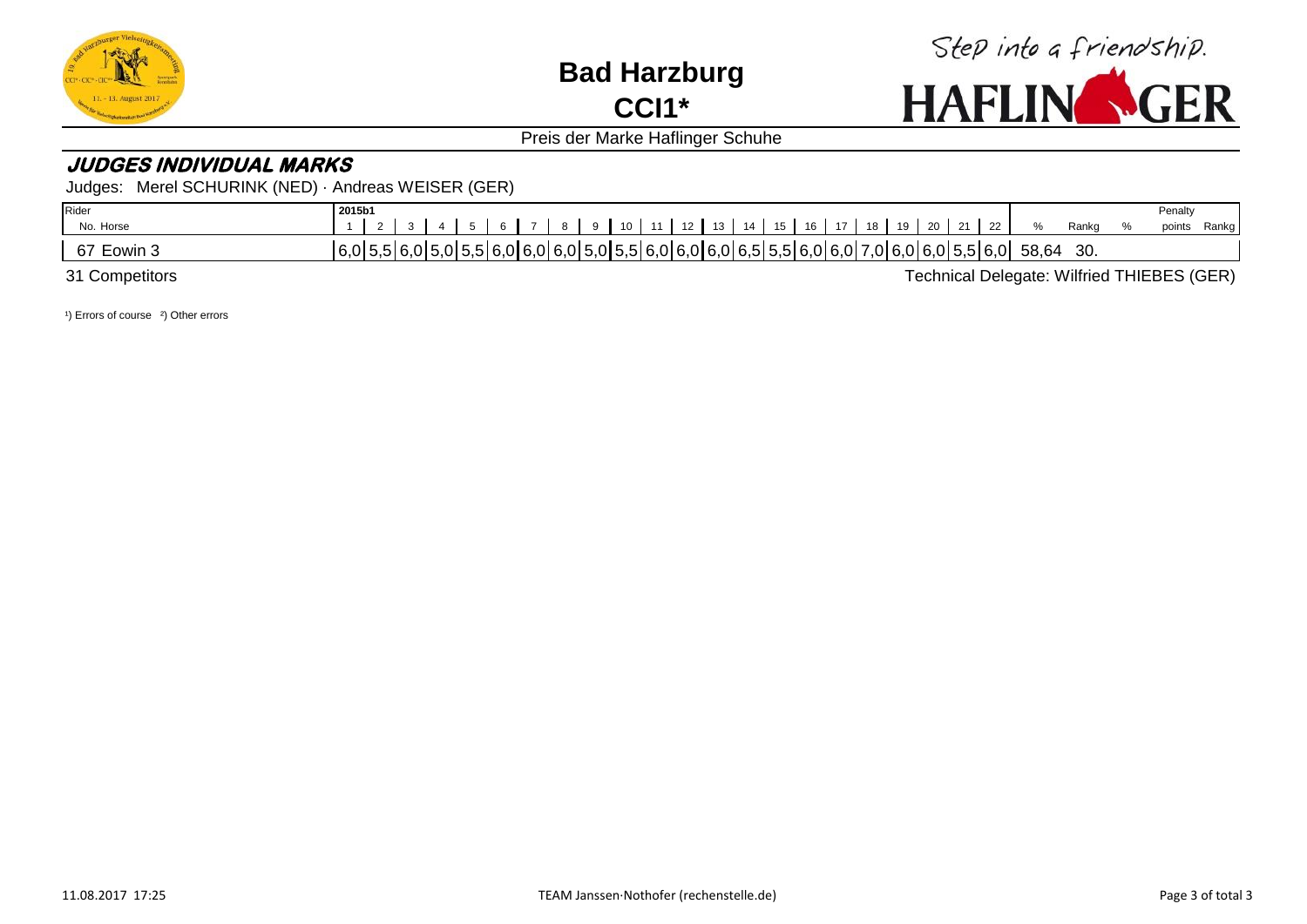# Bad Harzburg

## CCI1*

Step into a friendship.

HAFLINGER

Preis der Marke Haflinger Schuhe

### JUDGES INDIVIDUAL MARKS

Judges: Merel SCHURINK (NED) · Andreas WEISER (GER)

| Rider No. Horse | 2015b1 1 | 2 | 3 | 4 | 5 | 6 | 7 | 8 | 9 | 10 | 11 | 12 | 13 | 14 | 15 | 16 | 17 | 18 | 19 | 20 | 21 | 22 | % | Rankg | % | Penalty points | Rankg |
|---|---|---|---|---|---|---|---|---|---|---|---|---|---|---|---|---|---|---|---|---|---|---|---|---|---|---|---|
| 67 Eowin 3 | 6,0 | 5,5 | 6,0 | 5,0 | 5,5 | 6,0 | 6,0 | 6,0 | 5,0 | 5,5 | 6,0 | 6,0 | 6,0 | 6,5 | 5,5 | 6,0 | 6,0 | 7,0 | 6,0 | 6,0 | 5,5 | 6,0 | 58,64 | 30. | | | |

31 Competitors

Technical Delegate: Wilfried THIEBES (GER)

[1]) Errors of course [2]) Other errors

11.08.2017 17:25

TEAM Janssen·Nothofer (rechenstelle.de)